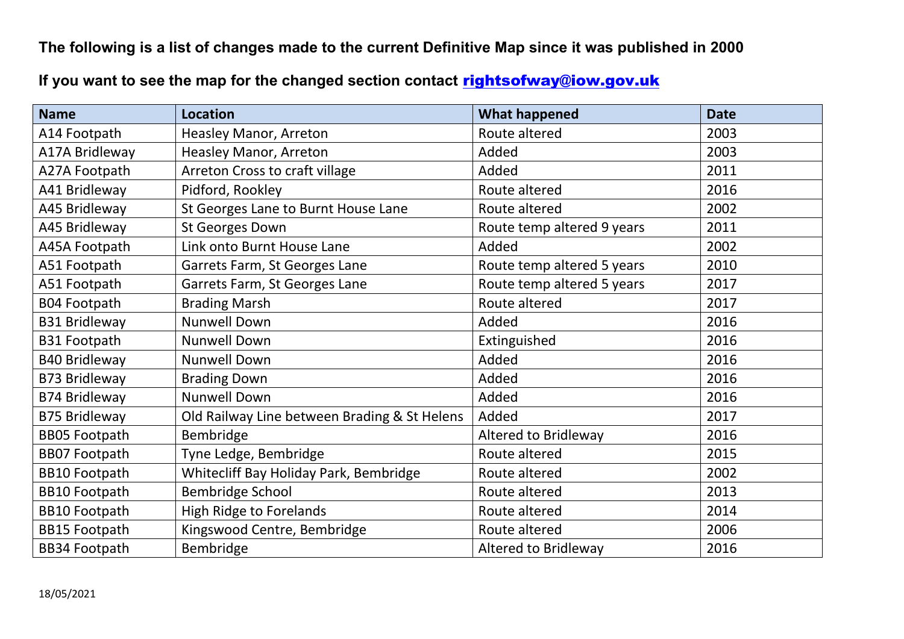**The following is a list of changes made to the current Definitive Map since it was published in 2000**

**If you want to see the map for the changed section contact [rightsofway@iow.gov.uk](mailto:rightsofway@iow.gov.uk)**

| Name | Location | What happened | Date |
|---|---|---|---|
| A14 Footpath | Heasley Manor, Arreton | Route altered | 2003 |
| A17A Bridleway | Heasley Manor, Arreton | Added | 2003 |
| A27A Footpath | Arreton Cross to craft village | Added | 2011 |
| A41 Bridleway | Pidford, Rookley | Route altered | 2016 |
| A45 Bridleway | St Georges Lane to Burnt House Lane | Route altered | 2002 |
| A45 Bridleway | St Georges Down | Route temp altered 9 years | 2011 |
| A45A Footpath | Link onto Burnt House Lane | Added | 2002 |
| A51 Footpath | Garrets Farm, St Georges Lane | Route temp altered 5 years | 2010 |
| A51 Footpath | Garrets Farm, St Georges Lane | Route temp altered 5 years | 2017 |
| B04 Footpath | Brading Marsh | Route altered | 2017 |
| B31 Bridleway | Nunwell Down | Added | 2016 |
| B31 Footpath | Nunwell Down | Extinguished | 2016 |
| B40 Bridleway | Nunwell Down | Added | 2016 |
| B73 Bridleway | Brading Down | Added | 2016 |
| B74 Bridleway | Nunwell Down | Added | 2016 |
| B75 Bridleway | Old Railway Line between Brading & St Helens | Added | 2017 |
| BB05 Footpath | Bembridge | Altered to Bridleway | 2016 |
| BB07 Footpath | Tyne Ledge, Bembridge | Route altered | 2015 |
| BB10 Footpath | Whitecliff Bay Holiday Park, Bembridge | Route altered | 2002 |
| BB10 Footpath | Bembridge School | Route altered | 2013 |
| BB10 Footpath | High Ridge to Forelands | Route altered | 2014 |
| BB15 Footpath | Kingswood Centre, Bembridge | Route altered | 2006 |
| BB34 Footpath | Bembridge | Altered to Bridleway | 2016 |

18/05/2021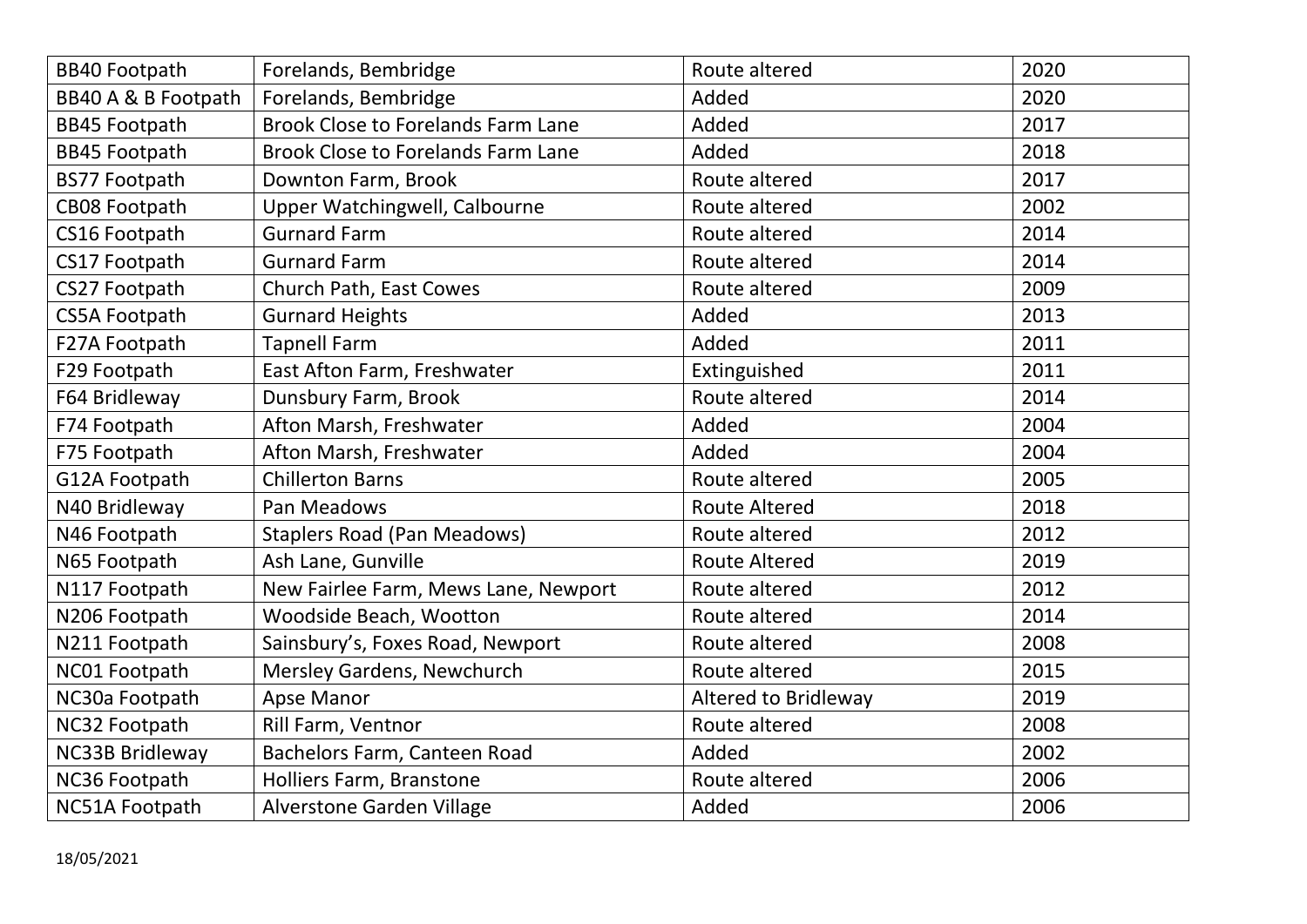| | | | |
|---|---|---|---|
| BB40 Footpath | Forelands, Bembridge | Route altered | 2020 |
| BB40 A & B Footpath | Forelands, Bembridge | Added | 2020 |
| BB45 Footpath | Brook Close to Forelands Farm Lane | Added | 2017 |
| BB45 Footpath | Brook Close to Forelands Farm Lane | Added | 2018 |
| BS77 Footpath | Downton Farm, Brook | Route altered | 2017 |
| CB08 Footpath | Upper Watchingwell, Calbourne | Route altered | 2002 |
| CS16 Footpath | Gurnard Farm | Route altered | 2014 |
| CS17 Footpath | Gurnard Farm | Route altered | 2014 |
| CS27 Footpath | Church Path, East Cowes | Route altered | 2009 |
| CS5A Footpath | Gurnard Heights | Added | 2013 |
| F27A Footpath | Tapnell Farm | Added | 2011 |
| F29 Footpath | East Afton Farm, Freshwater | Extinguished | 2011 |
| F64 Bridleway | Dunsbury Farm, Brook | Route altered | 2014 |
| F74 Footpath | Afton Marsh, Freshwater | Added | 2004 |
| F75 Footpath | Afton Marsh, Freshwater | Added | 2004 |
| G12A Footpath | Chillerton Barns | Route altered | 2005 |
| N40 Bridleway | Pan Meadows | Route Altered | 2018 |
| N46 Footpath | Staplers Road (Pan Meadows) | Route altered | 2012 |
| N65 Footpath | Ash Lane, Gunville | Route Altered | 2019 |
| N117 Footpath | New Fairlee Farm, Mews Lane, Newport | Route altered | 2012 |
| N206 Footpath | Woodside Beach, Wootton | Route altered | 2014 |
| N211 Footpath | Sainsbury's, Foxes Road, Newport | Route altered | 2008 |
| NC01 Footpath | Mersley Gardens, Newchurch | Route altered | 2015 |
| NC30a Footpath | Apse Manor | Altered to Bridleway | 2019 |
| NC32 Footpath | Rill Farm, Ventnor | Route altered | 2008 |
| NC33B Bridleway | Bachelors Farm, Canteen Road | Added | 2002 |
| NC36 Footpath | Holliers Farm, Branstone | Route altered | 2006 |
| NC51A Footpath | Alverstone Garden Village | Added | 2006 |

18/05/2021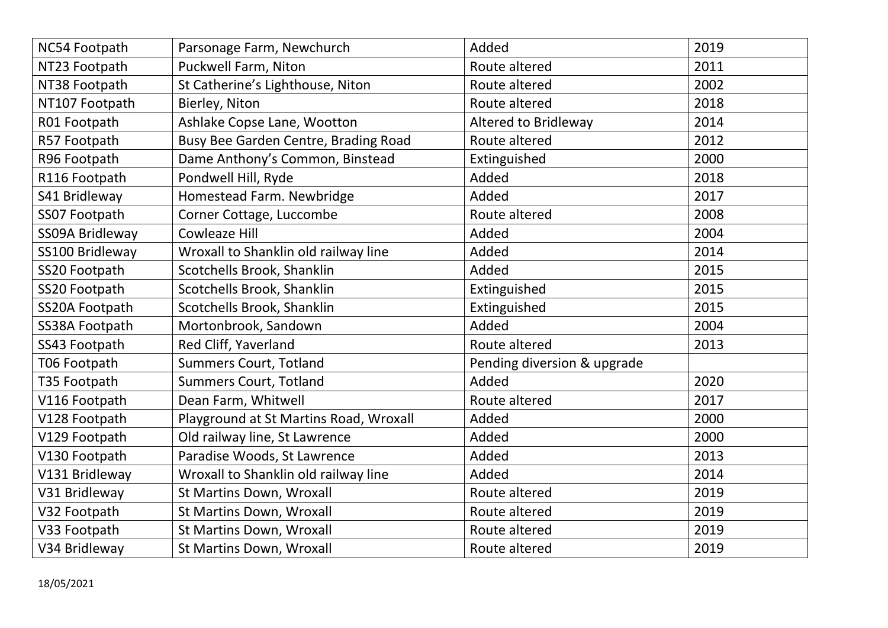| | | | |
|---|---|---|---|
| NC54 Footpath | Parsonage Farm, Newchurch | Added | 2019 |
| NT23 Footpath | Puckwell Farm, Niton | Route altered | 2011 |
| NT38 Footpath | St Catherine's Lighthouse, Niton | Route altered | 2002 |
| NT107 Footpath | Bierley, Niton | Route altered | 2018 |
| R01 Footpath | Ashlake Copse Lane, Wootton | Altered to Bridleway | 2014 |
| R57 Footpath | Busy Bee Garden Centre, Brading Road | Route altered | 2012 |
| R96 Footpath | Dame Anthony's Common, Binstead | Extinguished | 2000 |
| R116 Footpath | Pondwell Hill, Ryde | Added | 2018 |
| S41 Bridleway | Homestead Farm. Newbridge | Added | 2017 |
| SS07 Footpath | Corner Cottage, Luccombe | Route altered | 2008 |
| SS09A Bridleway | Cowleaze Hill | Added | 2004 |
| SS100 Bridleway | Wroxall to Shanklin old railway line | Added | 2014 |
| SS20 Footpath | Scotchells Brook, Shanklin | Added | 2015 |
| SS20 Footpath | Scotchells Brook, Shanklin | Extinguished | 2015 |
| SS20A Footpath | Scotchells Brook, Shanklin | Extinguished | 2015 |
| SS38A Footpath | Mortonbrook, Sandown | Added | 2004 |
| SS43 Footpath | Red Cliff, Yaverland | Route altered | 2013 |
| T06 Footpath | Summers Court, Totland | Pending diversion & upgrade | |
| T35 Footpath | Summers Court, Totland | Added | 2020 |
| V116 Footpath | Dean Farm, Whitwell | Route altered | 2017 |
| V128 Footpath | Playground at St Martins Road, Wroxall | Added | 2000 |
| V129 Footpath | Old railway line, St Lawrence | Added | 2000 |
| V130 Footpath | Paradise Woods, St Lawrence | Added | 2013 |
| V131 Bridleway | Wroxall to Shanklin old railway line | Added | 2014 |
| V31 Bridleway | St Martins Down, Wroxall | Route altered | 2019 |
| V32 Footpath | St Martins Down, Wroxall | Route altered | 2019 |
| V33 Footpath | St Martins Down, Wroxall | Route altered | 2019 |
| V34 Bridleway | St Martins Down, Wroxall | Route altered | 2019 |

18/05/2021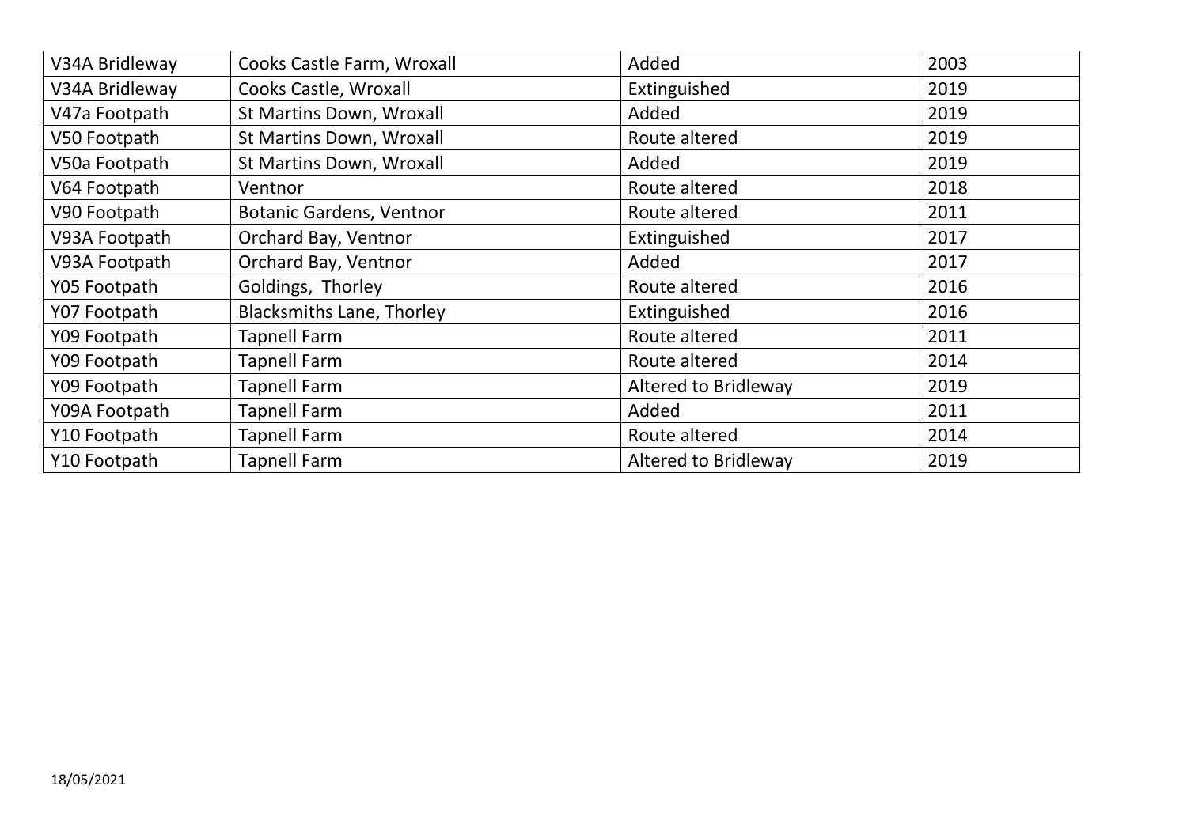| | | | |
|---|---|---|---|
| V34A Bridleway | Cooks Castle Farm, Wroxall | Added | 2003 |
| V34A Bridleway | Cooks Castle, Wroxall | Extinguished | 2019 |
| V47a Footpath | St Martins Down, Wroxall | Added | 2019 |
| V50 Footpath | St Martins Down, Wroxall | Route altered | 2019 |
| V50a Footpath | St Martins Down, Wroxall | Added | 2019 |
| V64 Footpath | Ventnor | Route altered | 2018 |
| V90 Footpath | Botanic Gardens, Ventnor | Route altered | 2011 |
| V93A Footpath | Orchard Bay, Ventnor | Extinguished | 2017 |
| V93A Footpath | Orchard Bay, Ventnor | Added | 2017 |
| Y05 Footpath | Goldings, Thorley | Route altered | 2016 |
| Y07 Footpath | Blacksmiths Lane, Thorley | Extinguished | 2016 |
| Y09 Footpath | Tapnell Farm | Route altered | 2011 |
| Y09 Footpath | Tapnell Farm | Route altered | 2014 |
| Y09 Footpath | Tapnell Farm | Altered to Bridleway | 2019 |
| Y09A Footpath | Tapnell Farm | Added | 2011 |
| Y10 Footpath | Tapnell Farm | Route altered | 2014 |
| Y10 Footpath | Tapnell Farm | Altered to Bridleway | 2019 |

18/05/2021